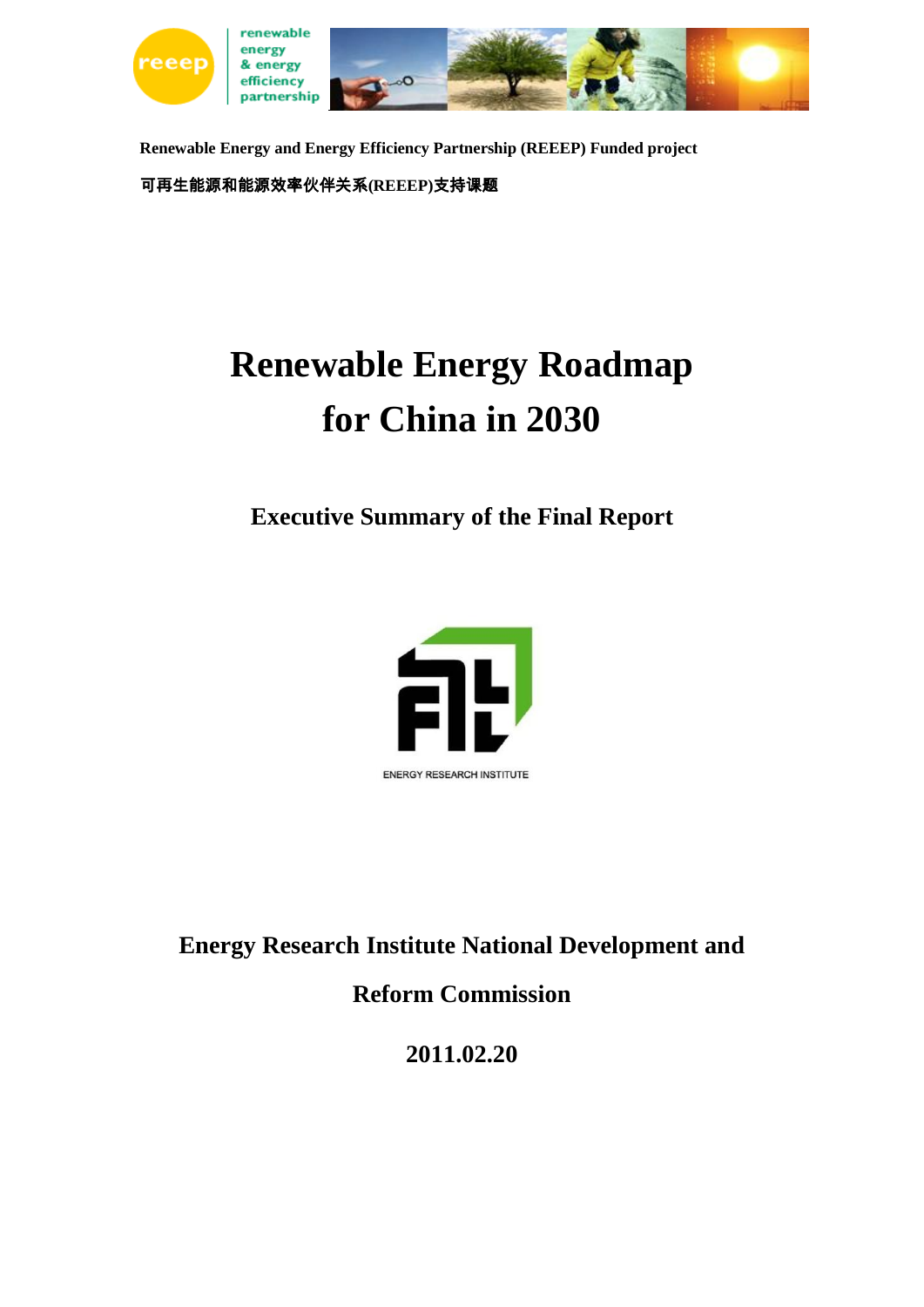**Renewable Energy and Energy Efficiency Partnership (REEEP) Funded project**

**可再生能源和能源效率伙伴关系(REEEP)支持课题**

# Renewable Energy Roadmap for China in 2030

## Executive Summary of the Final Report

ENERGY RESEARCH INSTITUTE

**Energy Research Institute National Development and Reform Commission**

**2011.02.20**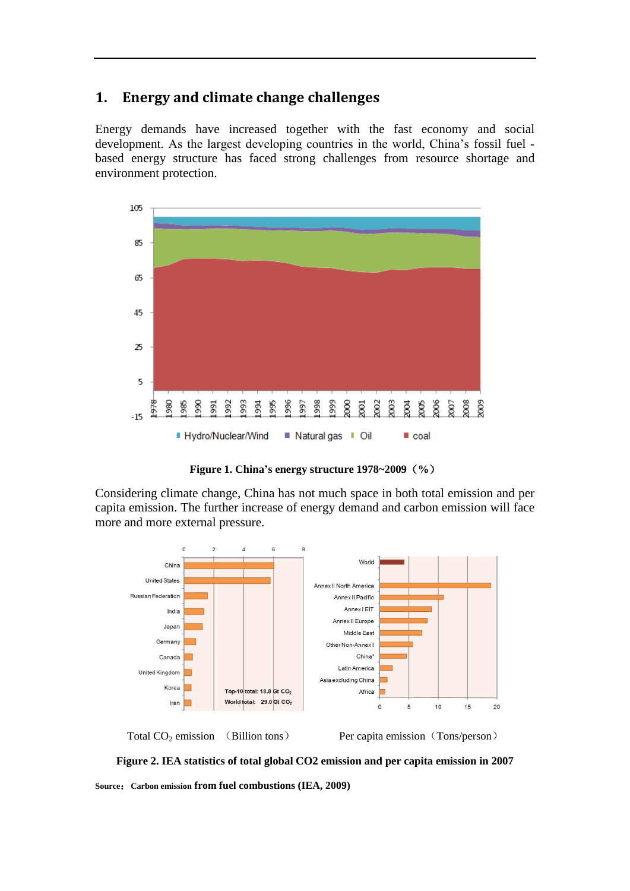# 1. Energy and climate change challenges

Energy demands have increased together with the fast economy and social development. As the largest developing countries in the world, China's fossil fuel - based energy structure has faced strong challenges from resource shortage and environment protection.

**Figure 1. China's energy structure 1978~2009（%）**

Considering climate change, China has not much space in both total emission and per capita emission. The further increase of energy demand and carbon emission will face more and more external pressure.

Total $CO_2$ emission （Billion tons） Per capita emission（Tons/person）

**Figure 2. IEA statistics of total global CO2 emission and per capita emission in 2007**

**Source： Carbon emission from fuel combustions (IEA, 2009)**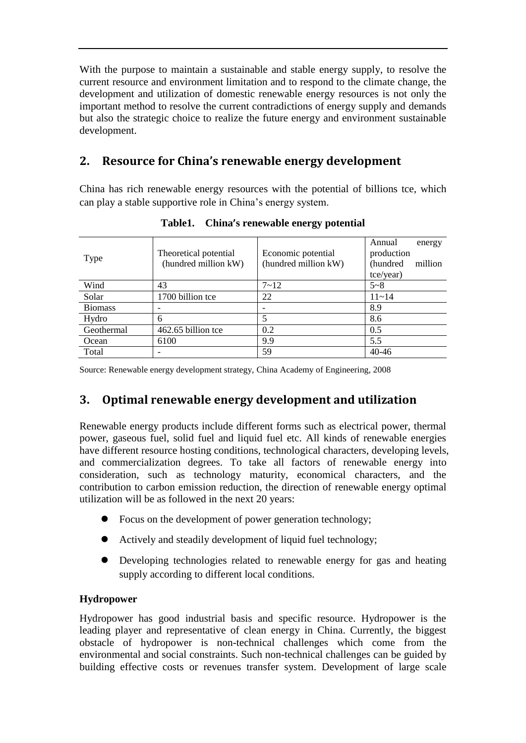With the purpose to maintain a sustainable and stable energy supply, to resolve the current resource and environment limitation and to respond to the climate change, the development and utilization of domestic renewable energy resources is not only the important method to resolve the current contradictions of energy supply and demands but also the strategic choice to realize the future energy and environment sustainable development.

## 2. Resource for China's renewable energy development

China has rich renewable energy resources with the potential of billions tce, which can play a stable supportive role in China's energy system.

**Table1. China's renewable energy potential**

| Type | Theoretical potential (hundred million kW) | Economic potential (hundred million kW) | Annual energy production (hundred million tce/year) |
|---|---|---|---|
| Wind | 43 | 7~12 | 5~8 |
| Solar | 1700 billion tce | 22 | 11~14 |
| Biomass | - | - | 8.9 |
| Hydro | 6 | 5 | 8.6 |
| Geothermal | 462.65 billion tce | 0.2 | 0.5 |
| Ocean | 6100 | 9.9 | 5.5 |
| Total | - | 59 | 40-46 |

Source: Renewable energy development strategy, China Academy of Engineering, 2008

## 3. Optimal renewable energy development and utilization

Renewable energy products include different forms such as electrical power, thermal power, gaseous fuel, solid fuel and liquid fuel etc. All kinds of renewable energies have different resource hosting conditions, technological characters, developing levels, and commercialization degrees. To take all factors of renewable energy into consideration, such as technology maturity, economical characters, and the contribution to carbon emission reduction, the direction of renewable energy optimal utilization will be as followed in the next 20 years:

- Focus on the development of power generation technology;
- Actively and steadily development of liquid fuel technology;
- Developing technologies related to renewable energy for gas and heating supply according to different local conditions.

**Hydropower**

Hydropower has good industrial basis and specific resource. Hydropower is the leading player and representative of clean energy in China. Currently, the biggest obstacle of hydropower is non-technical challenges which come from the environmental and social constraints. Such non-technical challenges can be guided by building effective costs or revenues transfer system. Development of large scale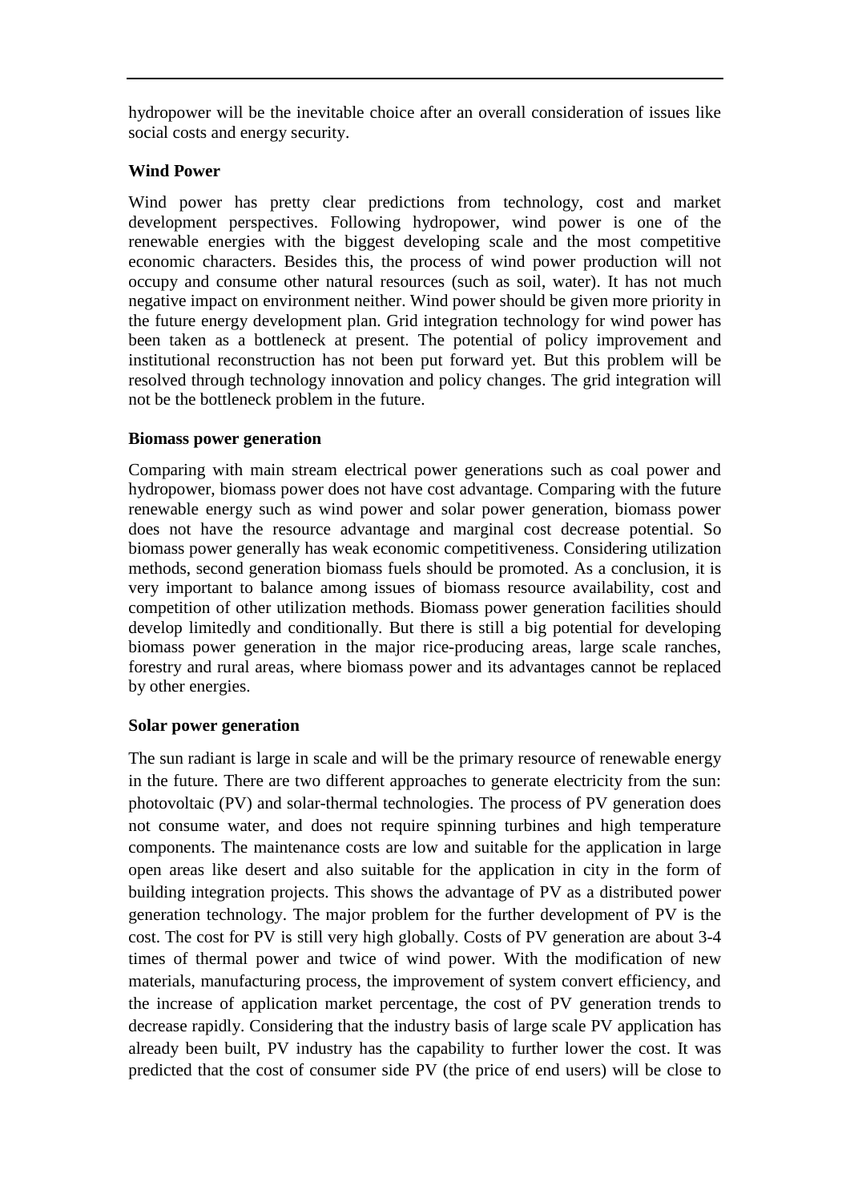hydropower will be the inevitable choice after an overall consideration of issues like social costs and energy security.

**Wind Power**

Wind power has pretty clear predictions from technology, cost and market development perspectives. Following hydropower, wind power is one of the renewable energies with the biggest developing scale and the most competitive economic characters. Besides this, the process of wind power production will not occupy and consume other natural resources (such as soil, water). It has not much negative impact on environment neither. Wind power should be given more priority in the future energy development plan. Grid integration technology for wind power has been taken as a bottleneck at present. The potential of policy improvement and institutional reconstruction has not been put forward yet. But this problem will be resolved through technology innovation and policy changes. The grid integration will not be the bottleneck problem in the future.

**Biomass power generation**

Comparing with main stream electrical power generations such as coal power and hydropower, biomass power does not have cost advantage. Comparing with the future renewable energy such as wind power and solar power generation, biomass power does not have the resource advantage and marginal cost decrease potential. So biomass power generally has weak economic competitiveness. Considering utilization methods, second generation biomass fuels should be promoted. As a conclusion, it is very important to balance among issues of biomass resource availability, cost and competition of other utilization methods. Biomass power generation facilities should develop limitedly and conditionally. But there is still a big potential for developing biomass power generation in the major rice-producing areas, large scale ranches, forestry and rural areas, where biomass power and its advantages cannot be replaced by other energies.

**Solar power generation**

The sun radiant is large in scale and will be the primary resource of renewable energy in the future. There are two different approaches to generate electricity from the sun: photovoltaic (PV) and solar-thermal technologies. The process of PV generation does not consume water, and does not require spinning turbines and high temperature components. The maintenance costs are low and suitable for the application in large open areas like desert and also suitable for the application in city in the form of building integration projects. This shows the advantage of PV as a distributed power generation technology. The major problem for the further development of PV is the cost. The cost for PV is still very high globally. Costs of PV generation are about 3-4 times of thermal power and twice of wind power. With the modification of new materials, manufacturing process, the improvement of system convert efficiency, and the increase of application market percentage, the cost of PV generation trends to decrease rapidly. Considering that the industry basis of large scale PV application has already been built, PV industry has the capability to further lower the cost. It was predicted that the cost of consumer side PV (the price of end users) will be close to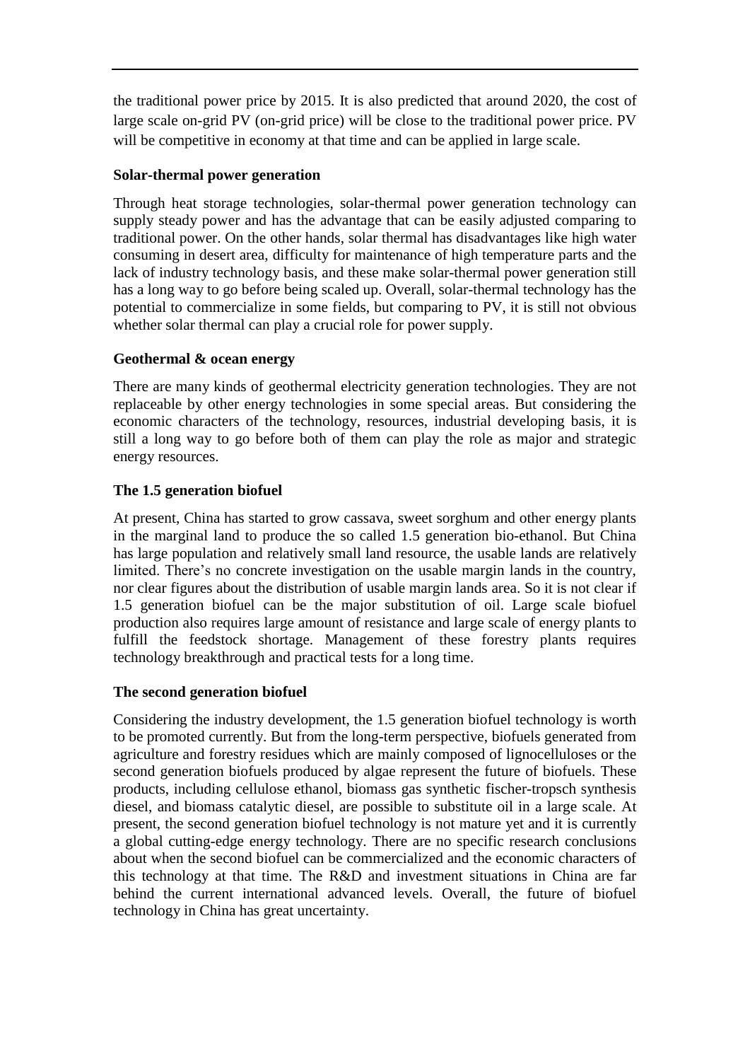the traditional power price by 2015. It is also predicted that around 2020, the cost of large scale on-grid PV (on-grid price) will be close to the traditional power price. PV will be competitive in economy at that time and can be applied in large scale.

**Solar-thermal power generation**

Through heat storage technologies, solar-thermal power generation technology can supply steady power and has the advantage that can be easily adjusted comparing to traditional power. On the other hands, solar thermal has disadvantages like high water consuming in desert area, difficulty for maintenance of high temperature parts and the lack of industry technology basis, and these make solar-thermal power generation still has a long way to go before being scaled up. Overall, solar-thermal technology has the potential to commercialize in some fields, but comparing to PV, it is still not obvious whether solar thermal can play a crucial role for power supply.

**Geothermal & ocean energy**

There are many kinds of geothermal electricity generation technologies. They are not replaceable by other energy technologies in some special areas. But considering the economic characters of the technology, resources, industrial developing basis, it is still a long way to go before both of them can play the role as major and strategic energy resources.

**The 1.5 generation biofuel**

At present, China has started to grow cassava, sweet sorghum and other energy plants in the marginal land to produce the so called 1.5 generation bio-ethanol. But China has large population and relatively small land resource, the usable lands are relatively limited. There's no concrete investigation on the usable margin lands in the country, nor clear figures about the distribution of usable margin lands area. So it is not clear if 1.5 generation biofuel can be the major substitution of oil. Large scale biofuel production also requires large amount of resistance and large scale of energy plants to fulfill the feedstock shortage. Management of these forestry plants requires technology breakthrough and practical tests for a long time.

**The second generation biofuel**

Considering the industry development, the 1.5 generation biofuel technology is worth to be promoted currently. But from the long-term perspective, biofuels generated from agriculture and forestry residues which are mainly composed of lignocelluloses or the second generation biofuels produced by algae represent the future of biofuels. These products, including cellulose ethanol, biomass gas synthetic fischer-tropsch synthesis diesel, and biomass catalytic diesel, are possible to substitute oil in a large scale. At present, the second generation biofuel technology is not mature yet and it is currently a global cutting-edge energy technology. There are no specific research conclusions about when the second biofuel can be commercialized and the economic characters of this technology at that time. The R&D and investment situations in China are far behind the current international advanced levels. Overall, the future of biofuel technology in China has great uncertainty.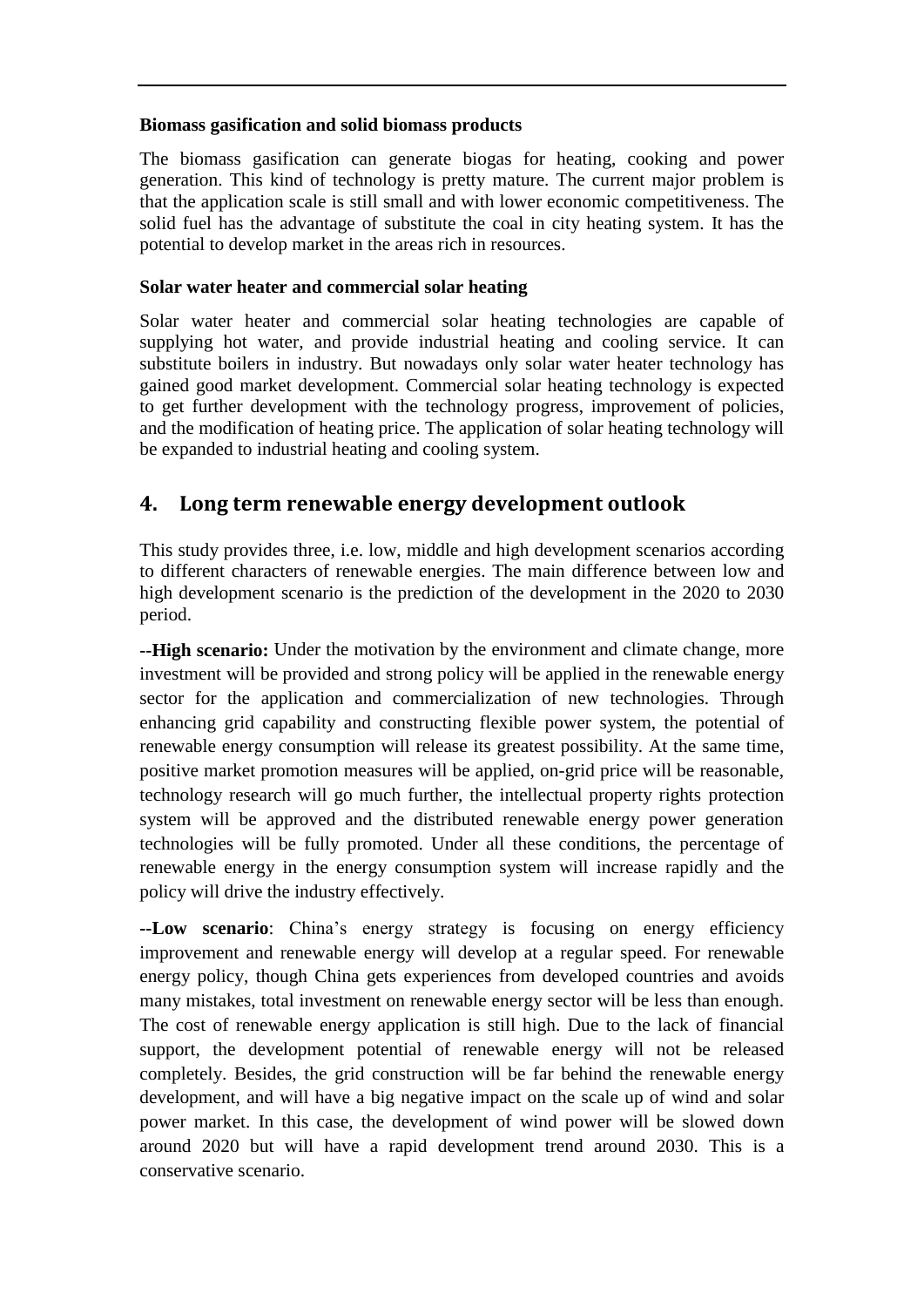**Biomass gasification and solid biomass products**

The biomass gasification can generate biogas for heating, cooking and power generation. This kind of technology is pretty mature. The current major problem is that the application scale is still small and with lower economic competitiveness. The solid fuel has the advantage of substitute the coal in city heating system. It has the potential to develop market in the areas rich in resources.

**Solar water heater and commercial solar heating**

Solar water heater and commercial solar heating technologies are capable of supplying hot water, and provide industrial heating and cooling service. It can substitute boilers in industry. But nowadays only solar water heater technology has gained good market development. Commercial solar heating technology is expected to get further development with the technology progress, improvement of policies, and the modification of heating price. The application of solar heating technology will be expanded to industrial heating and cooling system.

## 4. Long term renewable energy development outlook

This study provides three, i.e. low, middle and high development scenarios according to different characters of renewable energies. The main difference between low and high development scenario is the prediction of the development in the 2020 to 2030 period.

**--High scenario:** Under the motivation by the environment and climate change, more investment will be provided and strong policy will be applied in the renewable energy sector for the application and commercialization of new technologies. Through enhancing grid capability and constructing flexible power system, the potential of renewable energy consumption will release its greatest possibility. At the same time, positive market promotion measures will be applied, on-grid price will be reasonable, technology research will go much further, the intellectual property rights protection system will be approved and the distributed renewable energy power generation technologies will be fully promoted. Under all these conditions, the percentage of renewable energy in the energy consumption system will increase rapidly and the policy will drive the industry effectively.

**--Low scenario**: China's energy strategy is focusing on energy efficiency improvement and renewable energy will develop at a regular speed. For renewable energy policy, though China gets experiences from developed countries and avoids many mistakes, total investment on renewable energy sector will be less than enough. The cost of renewable energy application is still high. Due to the lack of financial support, the development potential of renewable energy will not be released completely. Besides, the grid construction will be far behind the renewable energy development, and will have a big negative impact on the scale up of wind and solar power market. In this case, the development of wind power will be slowed down around 2020 but will have a rapid development trend around 2030. This is a conservative scenario.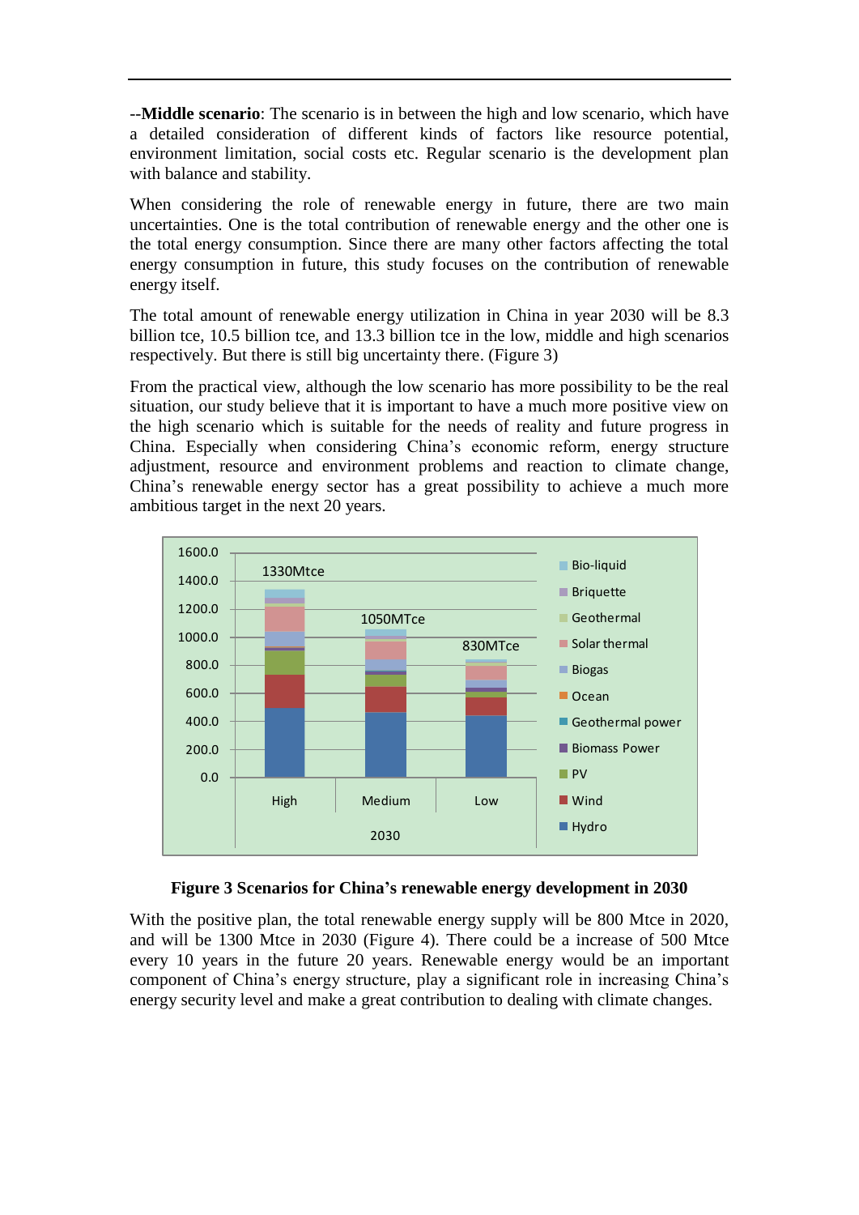**--Middle scenario**: The scenario is in between the high and low scenario, which have a detailed consideration of different kinds of factors like resource potential, environment limitation, social costs etc. Regular scenario is the development plan with balance and stability.

When considering the role of renewable energy in future, there are two main uncertainties. One is the total contribution of renewable energy and the other one is the total energy consumption. Since there are many other factors affecting the total energy consumption in future, this study focuses on the contribution of renewable energy itself.

The total amount of renewable energy utilization in China in year 2030 will be 8.3 billion tce, 10.5 billion tce, and 13.3 billion tce in the low, middle and high scenarios respectively. But there is still big uncertainty there. (Figure 3)

From the practical view, although the low scenario has more possibility to be the real situation, our study believe that it is important to have a much more positive view on the high scenario which is suitable for the needs of reality and future progress in China. Especially when considering China's economic reform, energy structure adjustment, resource and environment problems and reaction to climate change, China's renewable energy sector has a great possibility to achieve a much more ambitious target in the next 20 years.

**Figure 3 Scenarios for China's renewable energy development in 2030**

With the positive plan, the total renewable energy supply will be 800 Mtce in 2020, and will be 1300 Mtce in 2030 (Figure 4). There could be a increase of 500 Mtce every 10 years in the future 20 years. Renewable energy would be an important component of China's energy structure, play a significant role in increasing China's energy security level and make a great contribution to dealing with climate changes.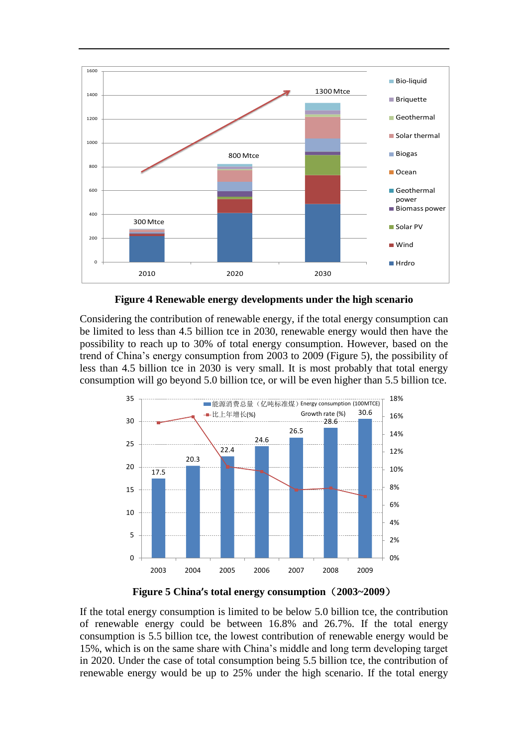**Figure 4 Renewable energy developments under the high scenario**

Considering the contribution of renewable energy, if the total energy consumption can be limited to less than 4.5 billion tce in 2030, renewable energy would then have the possibility to reach up to 30% of total energy consumption. However, based on the trend of China's energy consumption from 2003 to 2009 (Figure 5), the possibility of less than 4.5 billion tce in 2030 is very small. It is most probably that total energy consumption will go beyond 5.0 billion tce, or will be even higher than 5.5 billion tce.

**Figure 5 China's total energy consumption（2003~2009）**

If the total energy consumption is limited to be below 5.0 billion tce, the contribution of renewable energy could be between 16.8% and 26.7%. If the total energy consumption is 5.5 billion tce, the lowest contribution of renewable energy would be 15%, which is on the same share with China's middle and long term developing target in 2020. Under the case of total consumption being 5.5 billion tce, the contribution of renewable energy would be up to 25% under the high scenario. If the total energy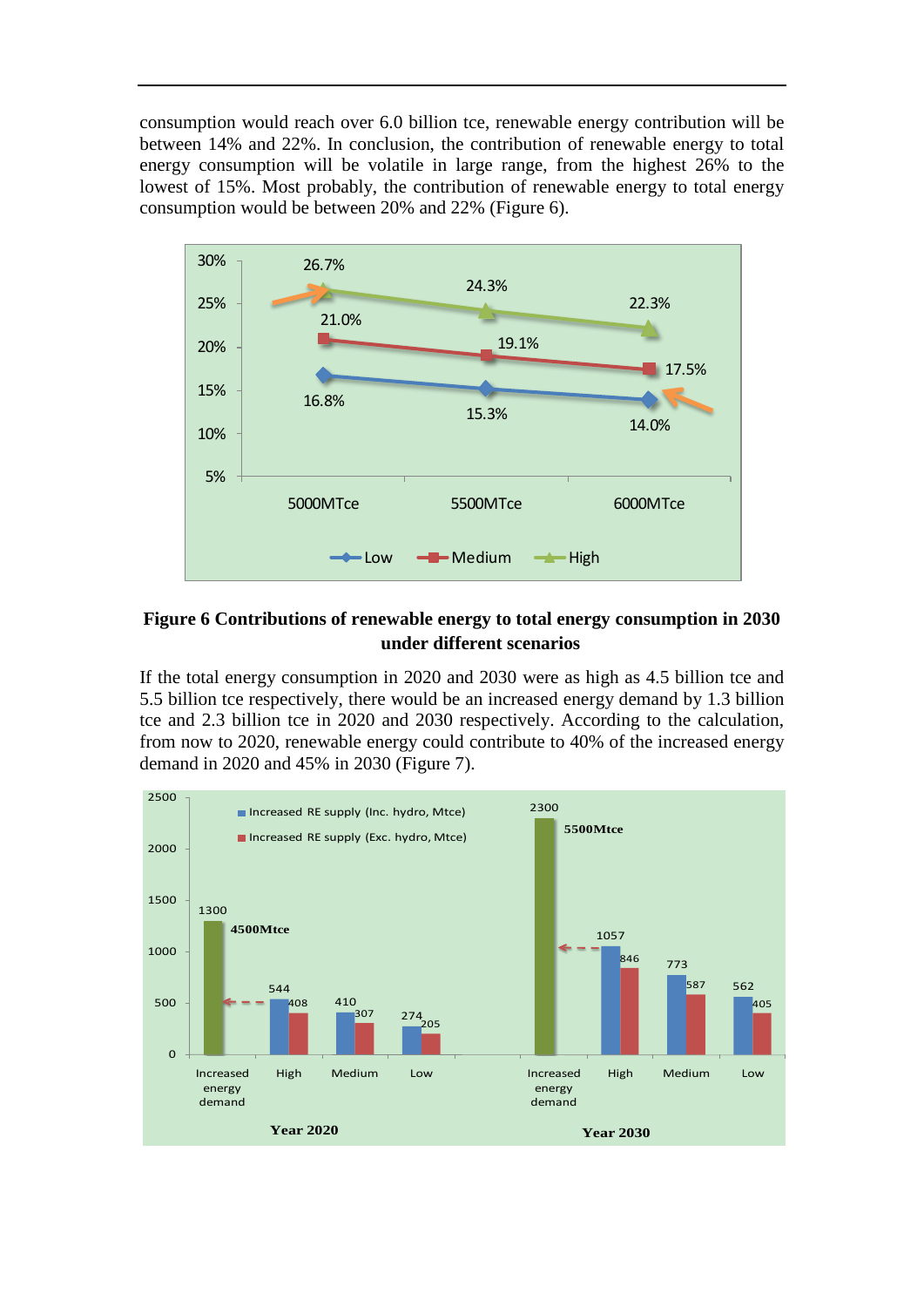consumption would reach over 6.0 billion tce, renewable energy contribution will be between 14% and 22%. In conclusion, the contribution of renewable energy to total energy consumption will be volatile in large range, from the highest 26% to the lowest of 15%. Most probably, the contribution of renewable energy to total energy consumption would be between 20% and 22% (Figure 6).

**Figure 6 Contributions of renewable energy to total energy consumption in 2030 under different scenarios**

If the total energy consumption in 2020 and 2030 were as high as 4.5 billion tce and 5.5 billion tce respectively, there would be an increased energy demand by 1.3 billion tce and 2.3 billion tce in 2020 and 2030 respectively. According to the calculation, from now to 2020, renewable energy could contribute to 40% of the increased energy demand in 2020 and 45% in 2030 (Figure 7).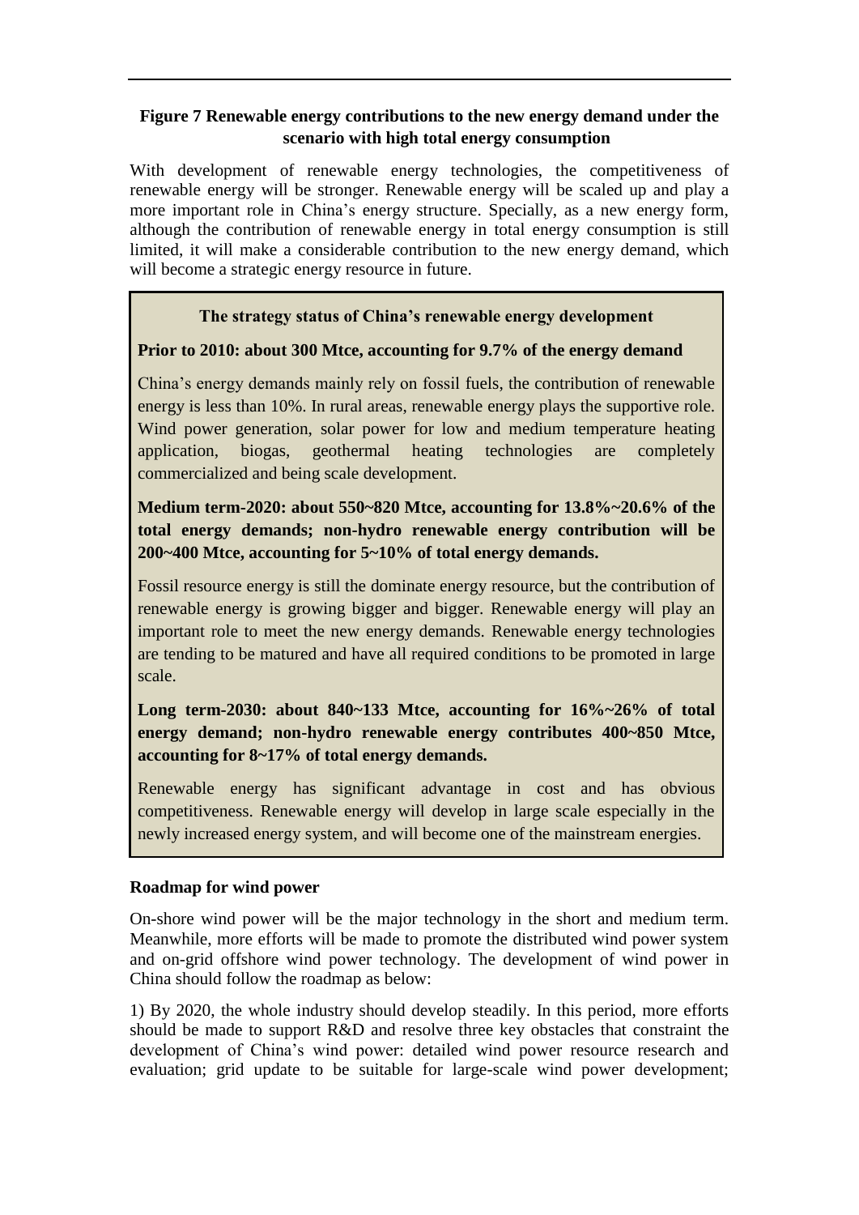**Figure 7 Renewable energy contributions to the new energy demand under the scenario with high total energy consumption**

With development of renewable energy technologies, the competitiveness of renewable energy will be stronger. Renewable energy will be scaled up and play a more important role in China's energy structure. Specially, as a new energy form, although the contribution of renewable energy in total energy consumption is still limited, it will make a considerable contribution to the new energy demand, which will become a strategic energy resource in future.

**The strategy status of China's renewable energy development**

**Prior to 2010: about 300 Mtce, accounting for 9.7% of the energy demand**

China's energy demands mainly rely on fossil fuels, the contribution of renewable energy is less than 10%. In rural areas, renewable energy plays the supportive role. Wind power generation, solar power for low and medium temperature heating application, biogas, geothermal heating technologies are completely commercialized and being scale development.

**Medium term-2020: about 550~820 Mtce, accounting for 13.8%~20.6% of the total energy demands; non-hydro renewable energy contribution will be 200~400 Mtce, accounting for 5~10% of total energy demands.**

Fossil resource energy is still the dominate energy resource, but the contribution of renewable energy is growing bigger and bigger. Renewable energy will play an important role to meet the new energy demands. Renewable energy technologies are tending to be matured and have all required conditions to be promoted in large scale.

**Long term-2030: about 840~133 Mtce, accounting for 16%~26% of total energy demand; non-hydro renewable energy contributes 400~850 Mtce, accounting for 8~17% of total energy demands.**

Renewable energy has significant advantage in cost and has obvious competitiveness. Renewable energy will develop in large scale especially in the newly increased energy system, and will become one of the mainstream energies.

**Roadmap for wind power**

On-shore wind power will be the major technology in the short and medium term. Meanwhile, more efforts will be made to promote the distributed wind power system and on-grid offshore wind power technology. The development of wind power in China should follow the roadmap as below:

1) By 2020, the whole industry should develop steadily. In this period, more efforts should be made to support R&D and resolve three key obstacles that constraint the development of China's wind power: detailed wind power resource research and evaluation; grid update to be suitable for large-scale wind power development;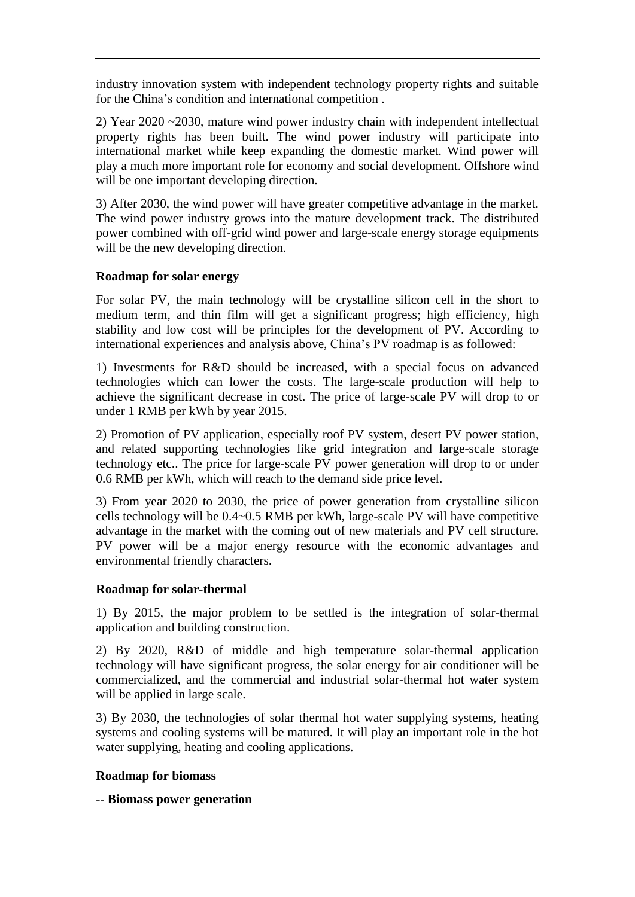industry innovation system with independent technology property rights and suitable for the China's condition and international competition .

2) Year 2020 ~2030, mature wind power industry chain with independent intellectual property rights has been built. The wind power industry will participate into international market while keep expanding the domestic market. Wind power will play a much more important role for economy and social development. Offshore wind will be one important developing direction.

3) After 2030, the wind power will have greater competitive advantage in the market. The wind power industry grows into the mature development track. The distributed power combined with off-grid wind power and large-scale energy storage equipments will be the new developing direction.

**Roadmap for solar energy**

For solar PV, the main technology will be crystalline silicon cell in the short to medium term, and thin film will get a significant progress; high efficiency, high stability and low cost will be principles for the development of PV. According to international experiences and analysis above, China's PV roadmap is as followed:

1) Investments for R&D should be increased, with a special focus on advanced technologies which can lower the costs. The large-scale production will help to achieve the significant decrease in cost. The price of large-scale PV will drop to or under 1 RMB per kWh by year 2015.

2) Promotion of PV application, especially roof PV system, desert PV power station, and related supporting technologies like grid integration and large-scale storage technology etc.. The price for large-scale PV power generation will drop to or under 0.6 RMB per kWh, which will reach to the demand side price level.

3) From year 2020 to 2030, the price of power generation from crystalline silicon cells technology will be 0.4~0.5 RMB per kWh, large-scale PV will have competitive advantage in the market with the coming out of new materials and PV cell structure. PV power will be a major energy resource with the economic advantages and environmental friendly characters.

**Roadmap for solar-thermal**

1) By 2015, the major problem to be settled is the integration of solar-thermal application and building construction.

2) By 2020, R&D of middle and high temperature solar-thermal application technology will have significant progress, the solar energy for air conditioner will be commercialized, and the commercial and industrial solar-thermal hot water system will be applied in large scale.

3) By 2030, the technologies of solar thermal hot water supplying systems, heating systems and cooling systems will be matured. It will play an important role in the hot water supplying, heating and cooling applications.

**Roadmap for biomass**

-- **Biomass power generation**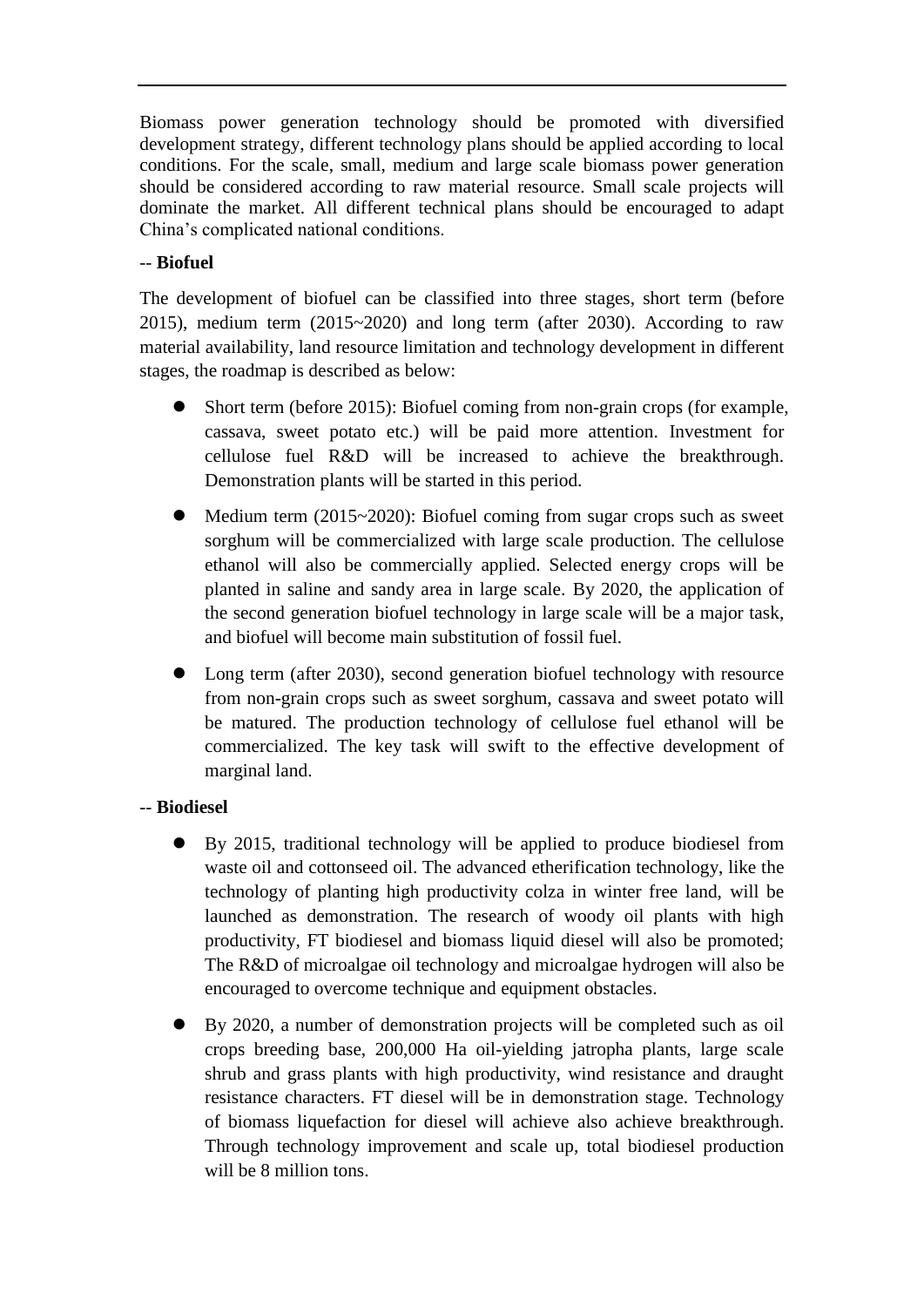Biomass power generation technology should be promoted with diversified development strategy, different technology plans should be applied according to local conditions. For the scale, small, medium and large scale biomass power generation should be considered according to raw material resource. Small scale projects will dominate the market. All different technical plans should be encouraged to adapt China's complicated national conditions.

-- **Biofuel**

The development of biofuel can be classified into three stages, short term (before 2015), medium term (2015~2020) and long term (after 2030). According to raw material availability, land resource limitation and technology development in different stages, the roadmap is described as below:

- Short term (before 2015): Biofuel coming from non-grain crops (for example, cassava, sweet potato etc.) will be paid more attention. Investment for cellulose fuel R&D will be increased to achieve the breakthrough. Demonstration plants will be started in this period.
- Medium term (2015~2020): Biofuel coming from sugar crops such as sweet sorghum will be commercialized with large scale production. The cellulose ethanol will also be commercially applied. Selected energy crops will be planted in saline and sandy area in large scale. By 2020, the application of the second generation biofuel technology in large scale will be a major task, and biofuel will become main substitution of fossil fuel.
- Long term (after 2030), second generation biofuel technology with resource from non-grain crops such as sweet sorghum, cassava and sweet potato will be matured. The production technology of cellulose fuel ethanol will be commercialized. The key task will swift to the effective development of marginal land.

-- **Biodiesel**

- By 2015, traditional technology will be applied to produce biodiesel from waste oil and cottonseed oil. The advanced etherification technology, like the technology of planting high productivity colza in winter free land, will be launched as demonstration. The research of woody oil plants with high productivity, FT biodiesel and biomass liquid diesel will also be promoted; The R&D of microalgae oil technology and microalgae hydrogen will also be encouraged to overcome technique and equipment obstacles.
- By 2020, a number of demonstration projects will be completed such as oil crops breeding base, 200,000 Ha oil-yielding jatropha plants, large scale shrub and grass plants with high productivity, wind resistance and draught resistance characters. FT diesel will be in demonstration stage. Technology of biomass liquefaction for diesel will achieve also achieve breakthrough. Through technology improvement and scale up, total biodiesel production will be 8 million tons.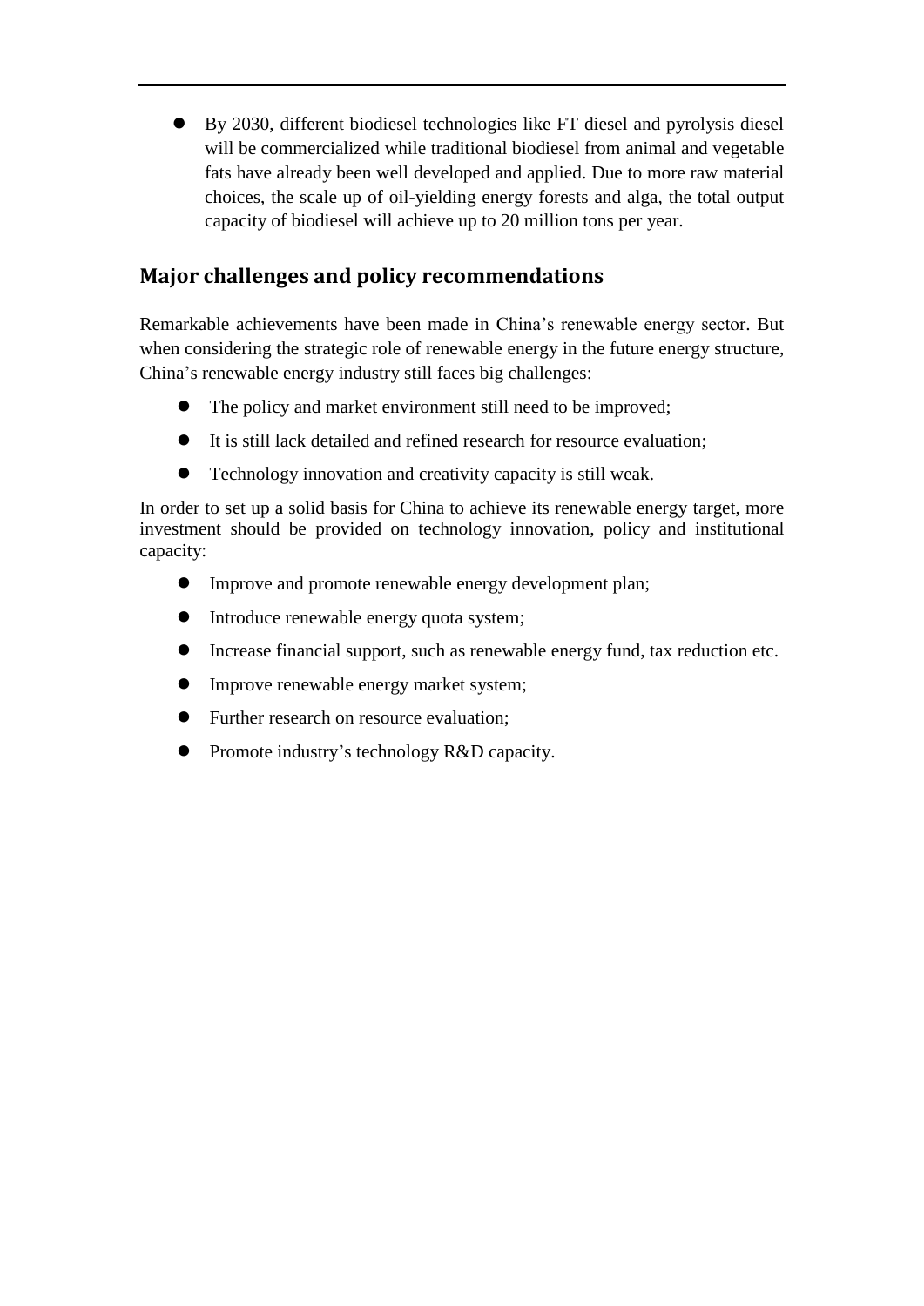- By 2030, different biodiesel technologies like FT diesel and pyrolysis diesel will be commercialized while traditional biodiesel from animal and vegetable fats have already been well developed and applied. Due to more raw material choices, the scale up of oil-yielding energy forests and alga, the total output capacity of biodiesel will achieve up to 20 million tons per year.

## Major challenges and policy recommendations

Remarkable achievements have been made in China's renewable energy sector. But when considering the strategic role of renewable energy in the future energy structure, China's renewable energy industry still faces big challenges:

- The policy and market environment still need to be improved;
- It is still lack detailed and refined research for resource evaluation;
- Technology innovation and creativity capacity is still weak.

In order to set up a solid basis for China to achieve its renewable energy target, more investment should be provided on technology innovation, policy and institutional capacity:

- Improve and promote renewable energy development plan;
- Introduce renewable energy quota system;
- Increase financial support, such as renewable energy fund, tax reduction etc.
- Improve renewable energy market system;
- Further research on resource evaluation;
- Promote industry's technology R&D capacity.